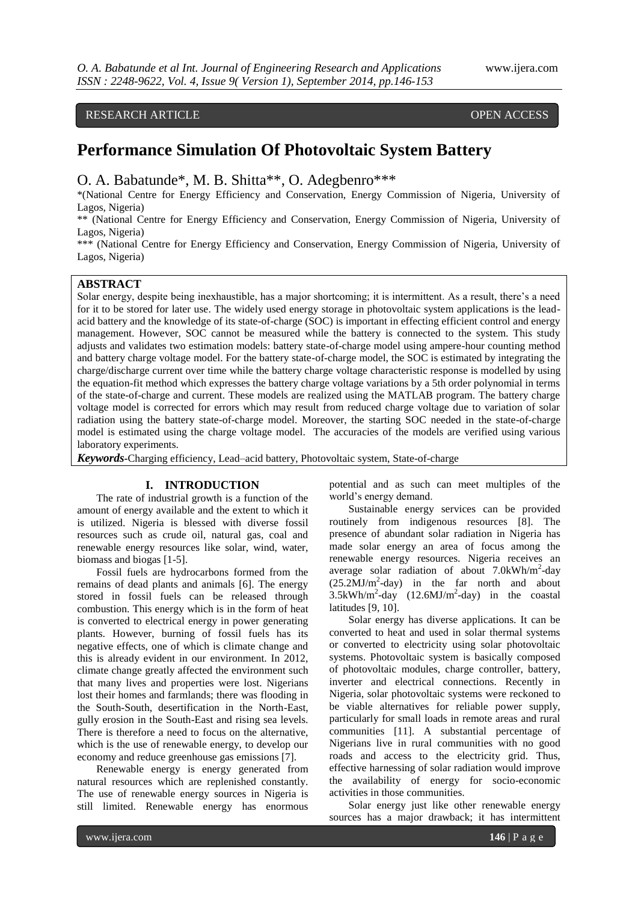RESEARCH ARTICLE OPEN ACCESS

# Performance Simulation Of Photovoltaic System Battery

O. A. Babatunde*, M. B. Shitta**, O. Adegbenro***

*(National Centre for Energy Efficiency and Conservation, Energy Commission of Nigeria, University of Lagos, Nigeria)

** (National Centre for Energy Efficiency and Conservation, Energy Commission of Nigeria, University of Lagos, Nigeria)

*** (National Centre for Energy Efficiency and Conservation, Energy Commission of Nigeria, University of Lagos, Nigeria)

## ABSTRACT

Solar energy, despite being inexhaustible, has a major shortcoming; it is intermittent. As a result, there's a need for it to be stored for later use. The widely used energy storage in photovoltaic system applications is the lead-acid battery and the knowledge of its state-of-charge (SOC) is important in effecting efficient control and energy management. However, SOC cannot be measured while the battery is connected to the system. This study adjusts and validates two estimation models: battery state-of-charge model using ampere-hour counting method and battery charge voltage model. For the battery state-of-charge model, the SOC is estimated by integrating the charge/discharge current over time while the battery charge voltage characteristic response is modelled by using the equation-fit method which expresses the battery charge voltage variations by a 5th order polynomial in terms of the state-of-charge and current. These models are realized using the MATLAB program. The battery charge voltage model is corrected for errors which may result from reduced charge voltage due to variation of solar radiation using the battery state-of-charge model. Moreover, the starting SOC needed in the state-of-charge model is estimated using the charge voltage model. The accuracies of the models are verified using various laboratory experiments.

***Keywords*-**Charging efficiency, Lead–acid battery, Photovoltaic system, State-of-charge

## I. INTRODUCTION

The rate of industrial growth is a function of the amount of energy available and the extent to which it is utilized. Nigeria is blessed with diverse fossil resources such as crude oil, natural gas, coal and renewable energy resources like solar, wind, water, biomass and biogas [1-5].

Fossil fuels are hydrocarbons formed from the remains of dead plants and animals [6]. The energy stored in fossil fuels can be released through combustion. This energy which is in the form of heat is converted to electrical energy in power generating plants. However, burning of fossil fuels has its negative effects, one of which is climate change and this is already evident in our environment. In 2012, climate change greatly affected the environment such that many lives and properties were lost. Nigerians lost their homes and farmlands; there was flooding in the South-South, desertification in the North-East, gully erosion in the South-East and rising sea levels. There is therefore a need to focus on the alternative, which is the use of renewable energy, to develop our economy and reduce greenhouse gas emissions [7].

Renewable energy is energy generated from natural resources which are replenished constantly. The use of renewable energy sources in Nigeria is still limited. Renewable energy has enormous potential and as such can meet multiples of the world's energy demand.

Sustainable energy services can be provided routinely from indigenous resources [8]. The presence of abundant solar radiation in Nigeria has made solar energy an area of focus among the renewable energy resources. Nigeria receives an average solar radiation of about 7.0kWh/m$^2$-day (25.2MJ/m$^2$-day) in the far north and about 3.5kWh/m$^2$-day (12.6MJ/m$^2$-day) in the coastal latitudes [9, 10].

Solar energy has diverse applications. It can be converted to heat and used in solar thermal systems or converted to electricity using solar photovoltaic systems. Photovoltaic system is basically composed of photovoltaic modules, charge controller, battery, inverter and electrical connections. Recently in Nigeria, solar photovoltaic systems were reckoned to be viable alternatives for reliable power supply, particularly for small loads in remote areas and rural communities [11]. A substantial percentage of Nigerians live in rural communities with no good roads and access to the electricity grid. Thus, effective harnessing of solar radiation would improve the availability of energy for socio-economic activities in those communities.

Solar energy just like other renewable energy sources has a major drawback; it has intermittent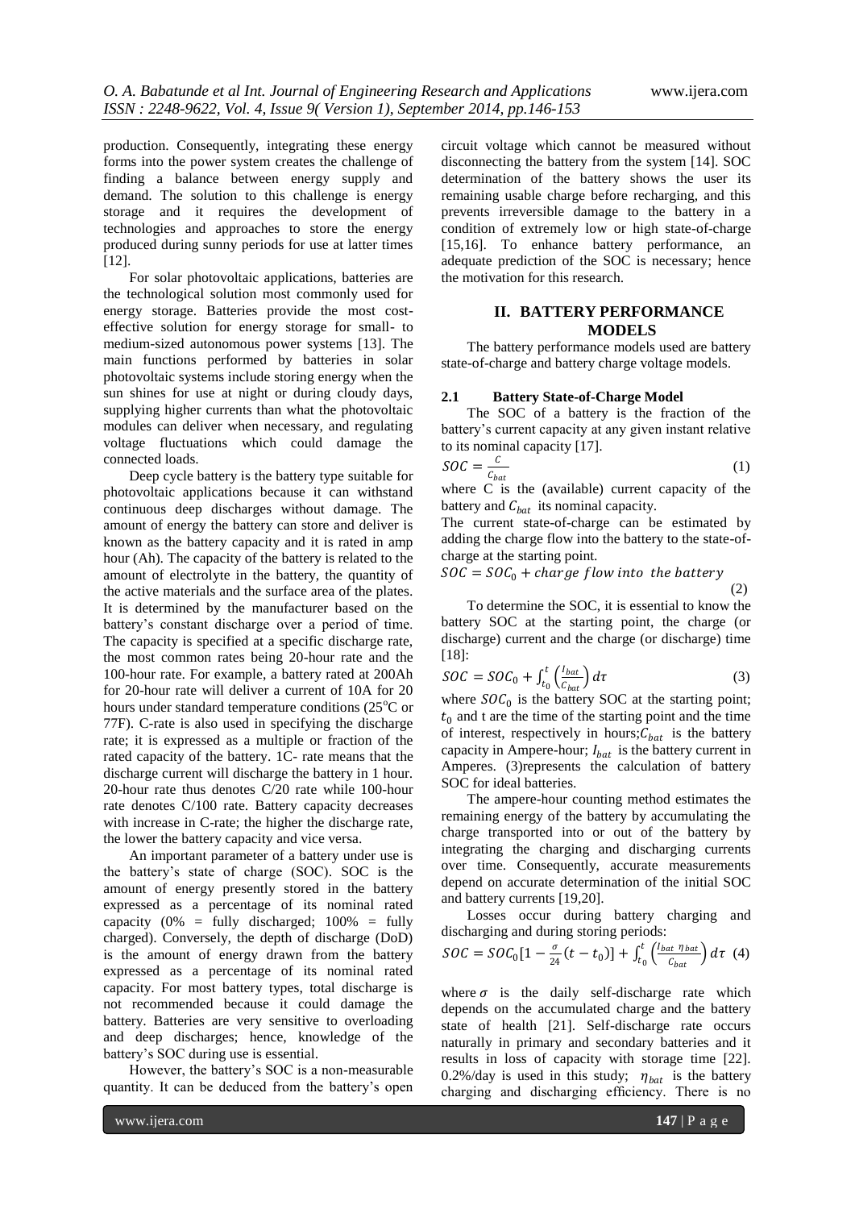production. Consequently, integrating these energy forms into the power system creates the challenge of finding a balance between energy supply and demand. The solution to this challenge is energy storage and it requires the development of technologies and approaches to store the energy produced during sunny periods for use at latter times [12].

For solar photovoltaic applications, batteries are the technological solution most commonly used for energy storage. Batteries provide the most cost-effective solution for energy storage for small- to medium-sized autonomous power systems [13]. The main functions performed by batteries in solar photovoltaic systems include storing energy when the sun shines for use at night or during cloudy days, supplying higher currents than what the photovoltaic modules can deliver when necessary, and regulating voltage fluctuations which could damage the connected loads.

Deep cycle battery is the battery type suitable for photovoltaic applications because it can withstand continuous deep discharges without damage. The amount of energy the battery can store and deliver is known as the battery capacity and it is rated in amp hour (Ah). The capacity of the battery is related to the amount of electrolyte in the battery, the quantity of the active materials and the surface area of the plates. It is determined by the manufacturer based on the battery's constant discharge over a period of time. The capacity is specified at a specific discharge rate, the most common rates being 20-hour rate and the 100-hour rate. For example, a battery rated at 200Ah for 20-hour rate will deliver a current of 10A for 20 hours under standard temperature conditions (25$^o$C or 77F). C-rate is also used in specifying the discharge rate; it is expressed as a multiple or fraction of the rated capacity of the battery. 1C- rate means that the discharge current will discharge the battery in 1 hour. 20-hour rate thus denotes C/20 rate while 100-hour rate denotes C/100 rate. Battery capacity decreases with increase in C-rate; the higher the discharge rate, the lower the battery capacity and vice versa.

An important parameter of a battery under use is the battery's state of charge (SOC). SOC is the amount of energy presently stored in the battery expressed as a percentage of its nominal rated capacity (0% = fully discharged; 100% = fully charged). Conversely, the depth of discharge (DoD) is the amount of energy drawn from the battery expressed as a percentage of its nominal rated capacity. For most battery types, total discharge is not recommended because it could damage the battery. Batteries are very sensitive to overloading and deep discharges; hence, knowledge of the battery's SOC during use is essential.

However, the battery's SOC is a non-measurable quantity. It can be deduced from the battery's open circuit voltage which cannot be measured without disconnecting the battery from the system [14]. SOC determination of the battery shows the user its remaining usable charge before recharging, and this prevents irreversible damage to the battery in a condition of extremely low or high state-of-charge [15,16]. To enhance battery performance, an adequate prediction of the SOC is necessary; hence the motivation for this research.

## II. BATTERY PERFORMANCE MODELS

The battery performance models used are battery state-of-charge and battery charge voltage models.

### 2.1 Battery State-of-Charge Model

The SOC of a battery is the fraction of the battery's current capacity at any given instant relative to its nominal capacity [17].

$$SOC = \frac{C}{C_{bat}} \tag{1}$$

where C is the (available) current capacity of the battery and $C_{bat}$ its nominal capacity.

The current state-of-charge can be estimated by adding the charge flow into the battery to the state-of-charge at the starting point.

$$SOC = SOC_0 + charge\ flow\ into\ the\ battery \tag{2}$$

To determine the SOC, it is essential to know the battery SOC at the starting point, the charge (or discharge) current and the charge (or discharge) time [18]:

$$SOC = SOC_0 + \int_{t_0}^{t} \left(\frac{I_{bat}}{C_{bat}}\right) d\tau \tag{3}$$

where $SOC_0$ is the battery SOC at the starting point; $t_0$ and t are the time of the starting point and the time of interest, respectively in hours; $C_{bat}$ is the battery capacity in Ampere-hour; $I_{bat}$ is the battery current in Amperes. (3)represents the calculation of battery SOC for ideal batteries.

The ampere-hour counting method estimates the remaining energy of the battery by accumulating the charge transported into or out of the battery by integrating the charging and discharging currents over time. Consequently, accurate measurements depend on accurate determination of the initial SOC and battery currents [19,20].

Losses occur during battery charging and discharging and during storing periods:

$$SOC = SOC_0\left[1 - \frac{\sigma}{24}(t - t_0)\right] + \int_{t_0}^{t} \left(\frac{I_{bat}\ \eta_{bat}}{C_{bat}}\right) d\tau \tag{4}$$

where $\sigma$ is the daily self-discharge rate which depends on the accumulated charge and the battery state of health [21]. Self-discharge rate occurs naturally in primary and secondary batteries and it results in loss of capacity with storage time [22]. 0.2%/day is used in this study; $\eta_{bat}$ is the battery charging and discharging efficiency. There is no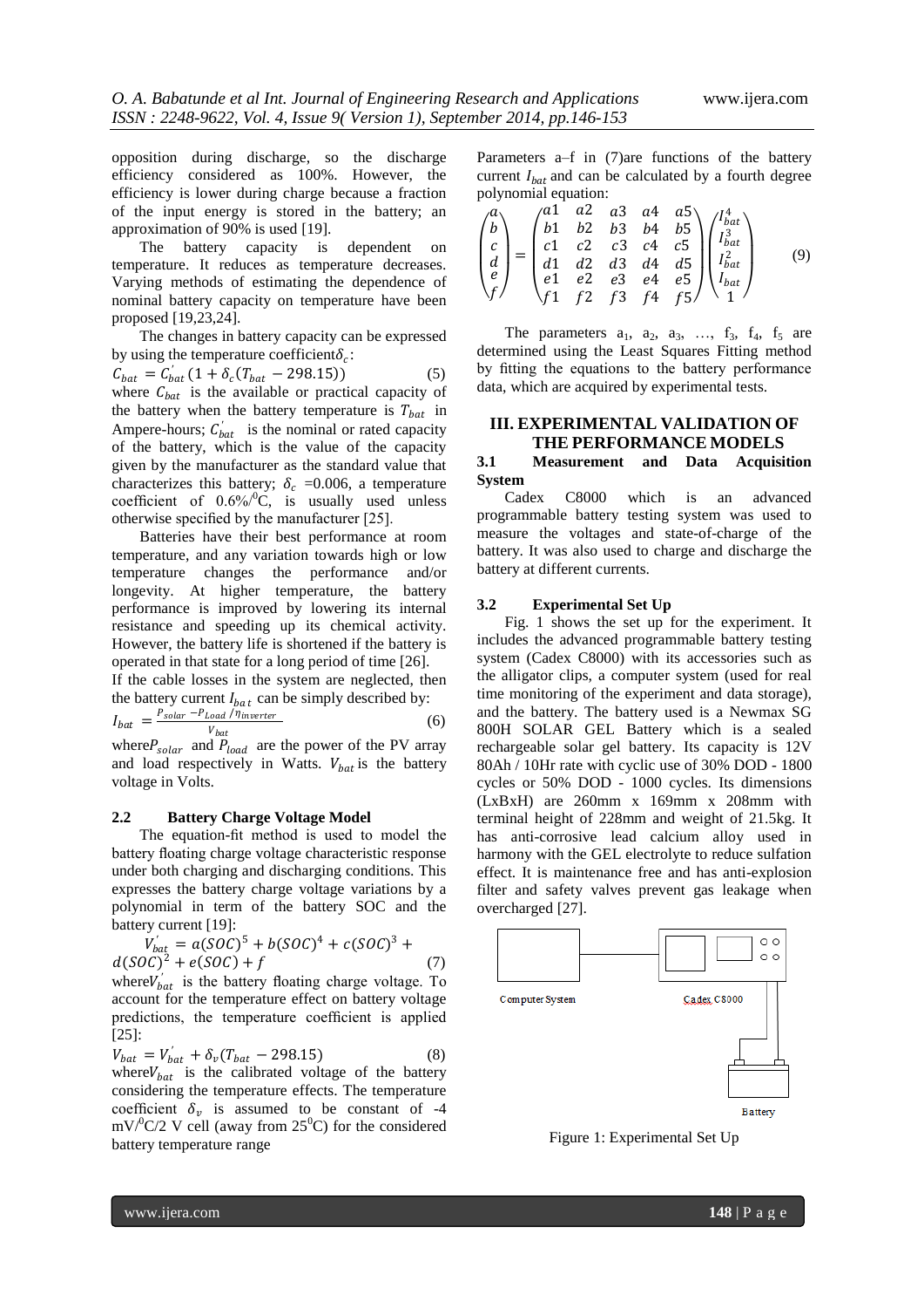opposition during discharge, so the discharge efficiency considered as 100%. However, the efficiency is lower during charge because a fraction of the input energy is stored in the battery; an approximation of 90% is used [19].

The battery capacity is dependent on temperature. It reduces as temperature decreases. Varying methods of estimating the dependence of nominal battery capacity on temperature have been proposed [19,23,24].

The changes in battery capacity can be expressed by using the temperature coefficient $\delta_c$:

$$C_{bat} = C_{bat}^{'}(1 + \delta_c(T_{bat} - 298.15)) \quad (5)$$

where $C_{bat}$ is the available or practical capacity of the battery when the battery temperature is $T_{bat}$ in Ampere-hours; $C_{bat}^{'}$ is the nominal or rated capacity of the battery, which is the value of the capacity given by the manufacturer as the standard value that characterizes this battery; $\delta_c$ =0.006, a temperature coefficient of 0.6%/$^0$C, is usually used unless otherwise specified by the manufacturer [25].

Batteries have their best performance at room temperature, and any variation towards high or low temperature changes the performance and/or longevity. At higher temperature, the battery performance is improved by lowering its internal resistance and speeding up its chemical activity. However, the battery life is shortened if the battery is operated in that state for a long period of time [26].

If the cable losses in the system are neglected, then the battery current $I_{bat}$ can be simply described by:

$$I_{bat} = \frac{P_{solar} - P_{Load}/\eta_{inverter}}{V_{bat}} \quad (6)$$

where $P_{solar}$ and $P_{load}$ are the power of the PV array and load respectively in Watts. $V_{bat}$ is the battery voltage in Volts.

### 2.2 Battery Charge Voltage Model

The equation-fit method is used to model the battery floating charge voltage characteristic response under both charging and discharging conditions. This expresses the battery charge voltage variations by a polynomial in term of the battery SOC and the battery current [19]:

$$V_{bat}^{'} = a(SOC)^5 + b(SOC)^4 + c(SOC)^3 + d(SOC)^2 + e(SOC) + f \quad (7)$$

where $V_{bat}^{'}$ is the battery floating charge voltage. To account for the temperature effect on battery voltage predictions, the temperature coefficient is applied [25]:

$$V_{bat} = V_{bat}^{'} + \delta_v(T_{bat} - 298.15) \quad (8)$$

where $V_{bat}$ is the calibrated voltage of the battery considering the temperature effects. The temperature coefficient $\delta_v$ is assumed to be constant of -4 mV/$^0$C/2 V cell (away from 25$^0$C) for the considered battery temperature range

Parameters a–f in (7)are functions of the battery current $I_{bat}$ and can be calculated by a fourth degree polynomial equation:

$$\begin{pmatrix} a \\ b \\ c \\ d \\ e \\ f \end{pmatrix} = \begin{pmatrix} a1 & a2 & a3 & a4 & a5 \\ b1 & b2 & b3 & b4 & b5 \\ c1 & c2 & c3 & c4 & c5 \\ d1 & d2 & d3 & d4 & d5 \\ e1 & e2 & e3 & e4 & e5 \\ f1 & f2 & f3 & f4 & f5 \end{pmatrix} \begin{pmatrix} I_{bat}^4 \\ I_{bat}^3 \\ I_{bat}^2 \\ I_{bat} \\ 1 \end{pmatrix} \quad (9)$$

The parameters $a_1$, $a_2$, $a_3$, …, $f_3$, $f_4$, $f_5$ are determined using the Least Squares Fitting method by fitting the equations to the battery performance data, which are acquired by experimental tests.

## III. EXPERIMENTAL VALIDATION OF THE PERFORMANCE MODELS

### 3.1 Measurement and Data Acquisition System

Cadex C8000 which is an advanced programmable battery testing system was used to measure the voltages and state-of-charge of the battery. It was also used to charge and discharge the battery at different currents.

### 3.2 Experimental Set Up

Fig. 1 shows the set up for the experiment. It includes the advanced programmable battery testing system (Cadex C8000) with its accessories such as the alligator clips, a computer system (used for real time monitoring of the experiment and data storage), and the battery. The battery used is a Newmax SG 800H SOLAR GEL Battery which is a sealed rechargeable solar gel battery. Its capacity is 12V 80Ah / 10Hr rate with cyclic use of 30% DOD - 1800 cycles or 50% DOD - 1000 cycles. Its dimensions (LxBxH) are 260mm x 169mm x 208mm with terminal height of 228mm and weight of 21.5kg. It has anti-corrosive lead calcium alloy used in harmony with the GEL electrolyte to reduce sulfation effect. It is maintenance free and has anti-explosion filter and safety valves prevent gas leakage when overcharged [27].

Computer System — Cadex C8000 — Battery

Figure 1: Experimental Set Up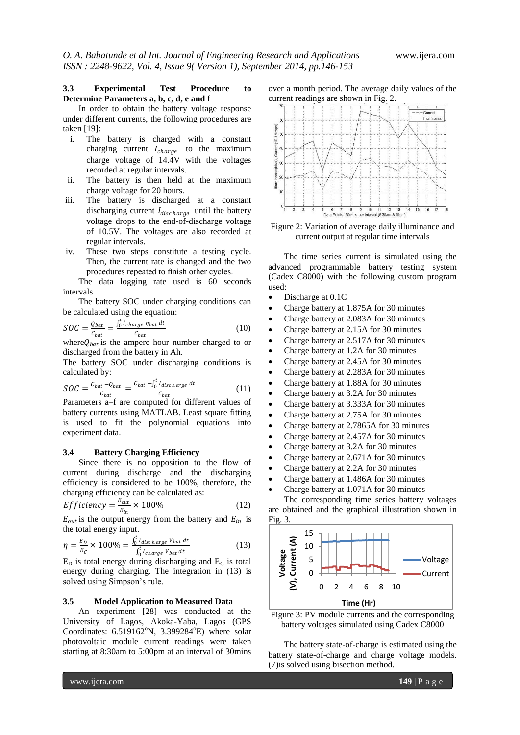### 3.3 Experimental Test Procedure to Determine Parameters a, b, c, d, e and f

In order to obtain the battery voltage response under different currents, the following procedures are taken [19]:

i. The battery is charged with a constant charging current $I_{charge}$ to the maximum charge voltage of 14.4V with the voltages recorded at regular intervals.
ii. The battery is then held at the maximum charge voltage for 20 hours.
iii. The battery is discharged at a constant discharging current $I_{discharge}$ until the battery voltage drops to the end-of-discharge voltage of 10.5V. The voltages are also recorded at regular intervals.
iv. These two steps constitute a testing cycle. Then, the current rate is changed and the two procedures repeated to finish other cycles.

The data logging rate used is 60 seconds intervals.

The battery SOC under charging conditions can be calculated using the equation:

$$SOC = \frac{Q_{bat}}{C_{bat}} = \frac{\int_0^t I_{charge}\, \eta_{bat}\, dt}{C_{bat}} \tag{10}$$

where $Q_{bat}$ is the ampere hour number charged to or discharged from the battery in Ah.

The battery SOC under discharging conditions is calculated by:

$$SOC = \frac{C_{bat} - Q_{bat}}{C_{bat}} = \frac{C_{bat} - \int_0^t I_{discharge}\, dt}{C_{bat}} \tag{11}$$

Parameters a–f are computed for different values of battery currents using MATLAB. Least square fitting is used to fit the polynomial equations into experiment data.

### 3.4 Battery Charging Efficiency

Since there is no opposition to the flow of current during discharge and the discharging efficiency is considered to be 100%, therefore, the charging efficiency can be calculated as:

$$Efficiency = \frac{E_{out}}{E_{in}} \times 100\% \tag{12}$$

$E_{out}$ is the output energy from the battery and $E_{in}$ is the total energy input.

$$\eta = \frac{E_D}{E_C} \times 100\% = \frac{\int_0^t I_{discharge}\, V_{bat}\, dt}{\int_0^t I_{charge}\, V_{bat}\, dt} \tag{13}$$

$E_D$ is total energy during discharging and $E_C$ is total energy during charging. The integration in (13) is solved using Simpson's rule.

### 3.5 Model Application to Measured Data

An experiment [28] was conducted at the University of Lagos, Akoka-Yaba, Lagos (GPS Coordinates: 6.519162°N, 3.399284°E) where solar photovoltaic module current readings were taken starting at 8:30am to 5:00pm at an interval of 30mins over a month period. The average daily values of the current readings are shown in Fig. 2.

Figure 2: Variation of average daily illuminance and current output at regular time intervals

The time series current is simulated using the advanced programmable battery testing system (Cadex C8000) with the following custom program used:

- Discharge at 0.1C
- Charge battery at 1.875A for 30 minutes
- Charge battery at 2.083A for 30 minutes
- Charge battery at 2.15A for 30 minutes
- Charge battery at 2.517A for 30 minutes
- Charge battery at 1.2A for 30 minutes
- Charge battery at 2.45A for 30 minutes
- Charge battery at 2.283A for 30 minutes
- Charge battery at 1.88A for 30 minutes
- Charge battery at 3.2A for 30 minutes
- Charge battery at 3.333A for 30 minutes
- Charge battery at 2.75A for 30 minutes
- Charge battery at 2.7865A for 30 minutes
- Charge battery at 2.457A for 30 minutes
- Charge battery at 3.2A for 30 minutes
- Charge battery at 2.671A for 30 minutes
- Charge battery at 2.2A for 30 minutes
- Charge battery at 1.486A for 30 minutes
- Charge battery at 1.071A for 30 minutes

The corresponding time series battery voltages are obtained and the graphical illustration shown in Fig. 3.

Figure 3: PV module currents and the corresponding battery voltages simulated using Cadex C8000

The battery state-of-charge is estimated using the battery state-of-charge and charge voltage models. (7)is solved using bisection method.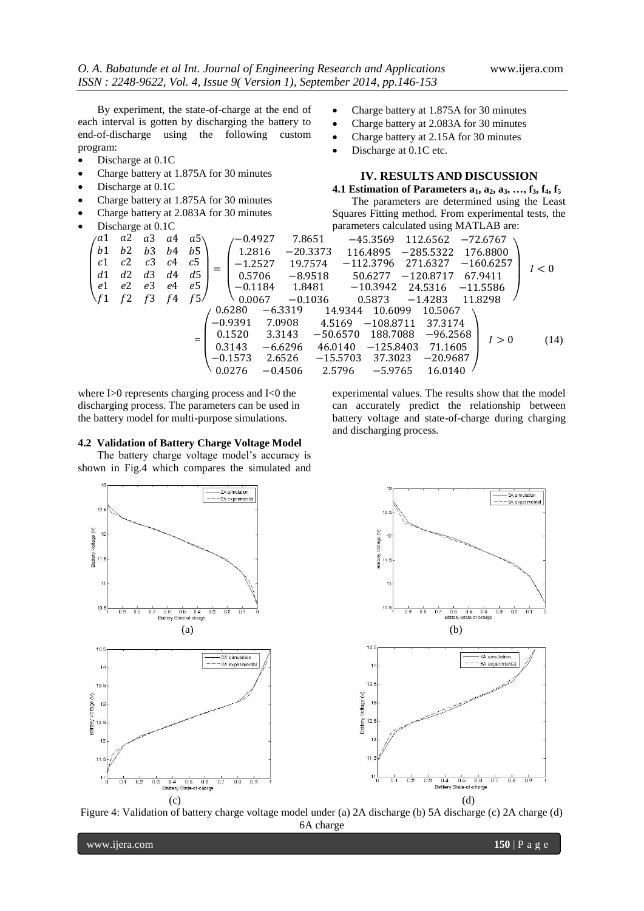By experiment, the state-of-charge at the end of each interval is gotten by discharging the battery to end-of-discharge using the following custom program:

- Discharge at 0.1C
- Charge battery at 1.875A for 30 minutes
- Discharge at 0.1C
- Charge battery at 1.875A for 30 minutes
- Charge battery at 2.083A for 30 minutes
- Discharge at 0.1C
- Charge battery at 1.875A for 30 minutes
- Charge battery at 2.083A for 30 minutes
- Charge battery at 2.15A for 30 minutes
- Discharge at 0.1C etc.

## IV. RESULTS AND DISCUSSION

### 4.1 Estimation of Parameters $a_1, a_2, a_3, \ldots, f_3, f_4, f_5$

The parameters are determined using the Least Squares Fitting method. From experimental tests, the parameters calculated using MATLAB are:

$$\begin{pmatrix} a1 & a2 & a3 & a4 & a5 \\ b1 & b2 & b3 & b4 & b5 \\ c1 & c2 & c3 & c4 & c5 \\ d1 & d2 & d3 & d4 & d5 \\ e1 & e2 & e3 & e4 & e5 \\ f1 & f2 & f3 & f4 & f5 \end{pmatrix} = \begin{pmatrix} -0.4927 & 7.8651 & -45.3569 & 112.6562 & -72.6767 \\ 1.2816 & -20.3373 & 116.4895 & -285.5322 & 176.8800 \\ -1.2527 & 19.7574 & -112.3796 & 271.6327 & -160.6257 \\ 0.5706 & -8.9518 & 50.6277 & -120.8717 & 67.9411 \\ -0.1184 & 1.8481 & -10.3942 & 24.5316 & -11.5586 \\ 0.0067 & -0.1036 & 0.5873 & -1.4283 & 11.8298 \end{pmatrix} \quad I < 0$$

$$= \begin{pmatrix} 0.6280 & -6.3319 & 14.9344 & 10.6099 & 10.5067 \\ -0.9391 & 7.0908 & 4.5169 & -108.8711 & 37.3174 \\ 0.1520 & 3.3143 & -50.6570 & 188.7088 & -96.2568 \\ 0.3143 & -6.6296 & 46.0140 & -125.8403 & 71.1605 \\ -0.1573 & 2.6526 & -15.5703 & 37.3023 & -20.9687 \\ 0.0276 & -0.4506 & 2.5796 & -5.9765 & 16.0140 \end{pmatrix} \quad I > 0 \qquad (14)$$

where $I>0$ represents charging process and $I<0$ the discharging process. The parameters can be used in the battery model for multi-purpose simulations.

### 4.2 Validation of Battery Charge Voltage Model

The battery charge voltage model's accuracy is shown in Fig.4 which compares the simulated and experimental values. The results show that the model can accurately predict the relationship between battery voltage and state-of-charge during charging and discharging process.

Figure 4: Validation of battery charge voltage model under (a) 2A discharge (b) 5A discharge (c) 2A charge (d) 6A charge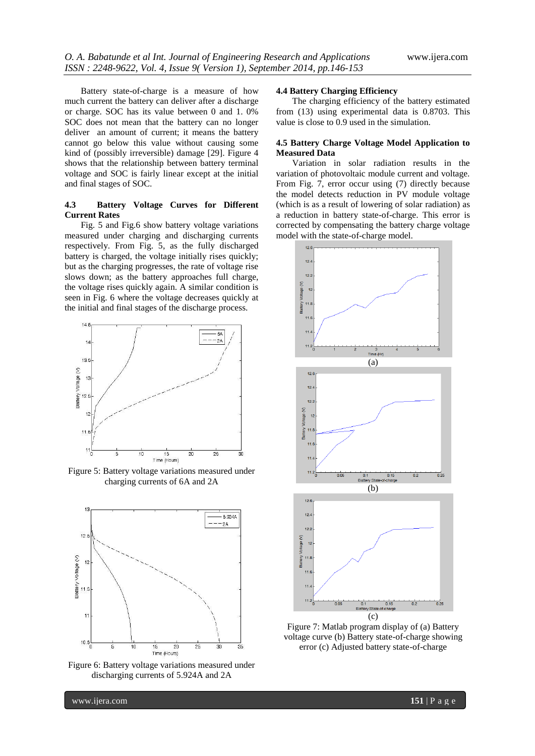Battery state-of-charge is a measure of how much current the battery can deliver after a discharge or charge. SOC has its value between 0 and 1. 0% SOC does not mean that the battery can no longer deliver an amount of current; it means the battery cannot go below this value without causing some kind of (possibly irreversible) damage [29]. Figure 4 shows that the relationship between battery terminal voltage and SOC is fairly linear except at the initial and final stages of SOC.

### 4.3 Battery Voltage Curves for Different Current Rates

Fig. 5 and Fig.6 show battery voltage variations measured under charging and discharging currents respectively. From Fig. 5, as the fully discharged battery is charged, the voltage initially rises quickly; but as the charging progresses, the rate of voltage rise slows down; as the battery approaches full charge, the voltage rises quickly again. A similar condition is seen in Fig. 6 where the voltage decreases quickly at the initial and final stages of the discharge process.

Figure 5: Battery voltage variations measured under charging currents of 6A and 2A

Figure 6: Battery voltage variations measured under discharging currents of 5.924A and 2A

### 4.4 Battery Charging Efficiency

The charging efficiency of the battery estimated from (13) using experimental data is 0.8703. This value is close to 0.9 used in the simulation.

### 4.5 Battery Charge Voltage Model Application to Measured Data

Variation in solar radiation results in the variation of photovoltaic module current and voltage. From Fig. 7, error occur using (7) directly because the model detects reduction in PV module voltage (which is as a result of lowering of solar radiation) as a reduction in battery state-of-charge. This error is corrected by compensating the battery charge voltage model with the state-of-charge model.

(a)

(b)

(c)

Figure 7: Matlab program display of (a) Battery voltage curve (b) Battery state-of-charge showing error (c) Adjusted battery state-of-charge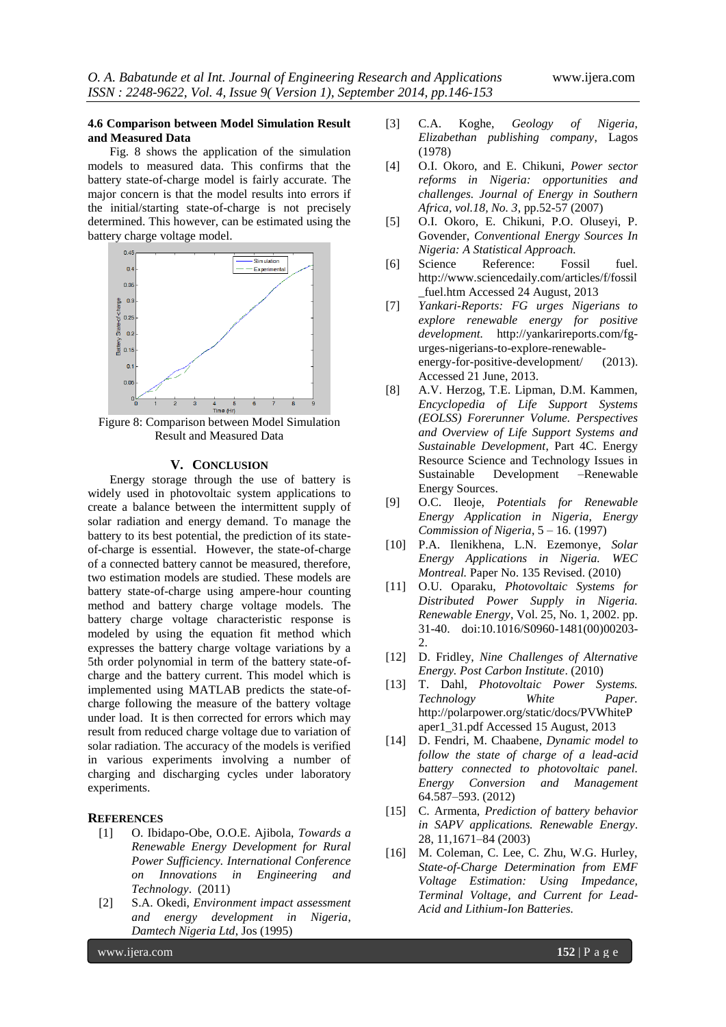### 4.6 Comparison between Model Simulation Result and Measured Data

Fig. 8 shows the application of the simulation models to measured data. This confirms that the battery state-of-charge model is fairly accurate. The major concern is that the model results into errors if the initial/starting state-of-charge is not precisely determined. This however, can be estimated using the battery charge voltage model.

Figure 8: Comparison between Model Simulation Result and Measured Data

## V. Conclusion

Energy storage through the use of battery is widely used in photovoltaic system applications to create a balance between the intermittent supply of solar radiation and energy demand. To manage the battery to its best potential, the prediction of its state-of-charge is essential. However, the state-of-charge of a connected battery cannot be measured, therefore, two estimation models are studied. These models are battery state-of-charge using ampere-hour counting method and battery charge voltage models. The battery charge voltage characteristic response is modeled by using the equation fit method which expresses the battery charge voltage variations by a 5th order polynomial in term of the battery state-of-charge and the battery current. This model which is implemented using MATLAB predicts the state-of-charge following the measure of the battery voltage under load. It is then corrected for errors which may result from reduced charge voltage due to variation of solar radiation. The accuracy of the models is verified in various experiments involving a number of charging and discharging cycles under laboratory experiments.

## References

[1] O. Ibidapo-Obe, O.O.E. Ajibola, *Towards a Renewable Energy Development for Rural Power Sufficiency. International Conference on Innovations in Engineering and Technology*. (2011)

[2] S.A. Okedi, *Environment impact assessment and energy development in Nigeria, Damtech Nigeria Ltd*, Jos (1995)

[3] C.A. Koghe, *Geology of Nigeria, Elizabethan publishing company*, Lagos (1978)

[4] O.I. Okoro, and E. Chikuni, *Power sector reforms in Nigeria: opportunities and challenges. Journal of Energy in Southern Africa, vol.18, No. 3*, pp.52-57 (2007)

[5] O.I. Okoro, E. Chikuni, P.O. Oluseyi, P. Govender, *Conventional Energy Sources In Nigeria: A Statistical Approach.*

[6] Science Reference: Fossil fuel. http://www.sciencedaily.com/articles/f/fossil_fuel.htm Accessed 24 August, 2013

[7] *Yankari-Reports: FG urges Nigerians to explore renewable energy for positive development.* http://yankarireports.com/fg-urges-nigerians-to-explore-renewable-energy-for-positive-development/ (2013). Accessed 21 June, 2013.

[8] A.V. Herzog, T.E. Lipman, D.M. Kammen, *Encyclopedia of Life Support Systems (EOLSS) Forerunner Volume. Perspectives and Overview of Life Support Systems and Sustainable Development*, Part 4C. Energy Resource Science and Technology Issues in Sustainable Development –Renewable Energy Sources.

[9] O.C. Ileoje, *Potentials for Renewable Energy Application in Nigeria, Energy Commission of Nigeria*, 5 – 16. (1997)

[10] P.A. Ilenikhena, L.N. Ezemonye, *Solar Energy Applications in Nigeria. WEC Montreal.* Paper No. 135 Revised. (2010)

[11] O.U. Oparaku, *Photovoltaic Systems for Distributed Power Supply in Nigeria. Renewable Energy*, Vol. 25, No. 1, 2002. pp. 31-40. doi:10.1016/S0960-1481(00)00203-2.

[12] D. Fridley, *Nine Challenges of Alternative Energy. Post Carbon Institute*. (2010)

[13] T. Dahl, *Photovoltaic Power Systems. Technology White Paper.* http://polarpower.org/static/docs/PVWhitePaper1_31.pdf Accessed 15 August, 2013

[14] D. Fendri, M. Chaabene, *Dynamic model to follow the state of charge of a lead-acid battery connected to photovoltaic panel. Energy Conversion and Management* 64.587–593. (2012)

[15] C. Armenta, *Prediction of battery behavior in SAPV applications. Renewable Energy*. 28, 11,1671–84 (2003)

[16] M. Coleman, C. Lee, C. Zhu, W.G. Hurley, *State-of-Charge Determination from EMF Voltage Estimation: Using Impedance, Terminal Voltage, and Current for Lead-Acid and Lithium-Ion Batteries.*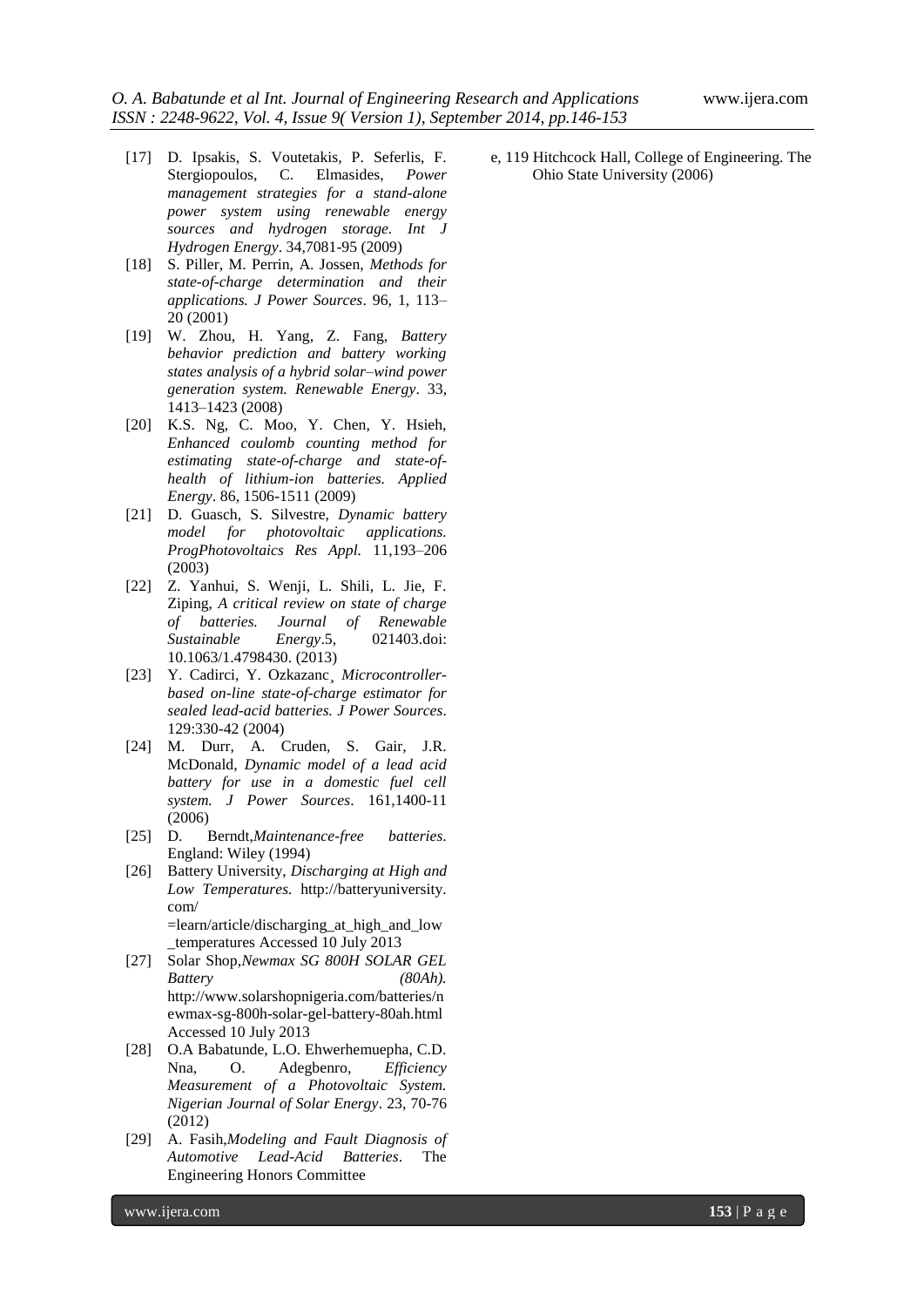[17] D. Ipsakis, S. Voutetakis, P. Seferlis, F. Stergiopoulos, C. Elmasides, *Power management strategies for a stand-alone power system using renewable energy sources and hydrogen storage. Int J Hydrogen Energy*. 34,7081-95 (2009)

[18] S. Piller, M. Perrin, A. Jossen, *Methods for state-of-charge determination and their applications. J Power Sources*. 96, 1, 113–20 (2001)

[19] W. Zhou, H. Yang, Z. Fang, *Battery behavior prediction and battery working states analysis of a hybrid solar–wind power generation system. Renewable Energy*. 33, 1413–1423 (2008)

[20] K.S. Ng, C. Moo, Y. Chen, Y. Hsieh, *Enhanced coulomb counting method for estimating state-of-charge and state-of-health of lithium-ion batteries. Applied Energy*. 86, 1506-1511 (2009)

[21] D. Guasch, S. Silvestre, *Dynamic battery model for photovoltaic applications. ProgPhotovoltaics Res Appl.* 11,193–206 (2003)

[22] Z. Yanhui, S. Wenji, L. Shili, L. Jie, F. Ziping, *A critical review on state of charge of batteries. Journal of Renewable Sustainable Energy*.5, 021403.doi: 10.1063/1.4798430. (2013)

[23] Y. Cadirci, Y. Ozkazanc¸ *Microcontroller-based on-line state-of-charge estimator for sealed lead-acid batteries. J Power Sources*. 129:330-42 (2004)

[24] M. Durr, A. Cruden, S. Gair, J.R. McDonald, *Dynamic model of a lead acid battery for use in a domestic fuel cell system. J Power Sources*. 161,1400-11 (2006)

[25] D. Berndt,*Maintenance-free batteries.* England: Wiley (1994)

[26] Battery University, *Discharging at High and Low Temperatures.* http://batteryuniversity.com/ =learn/article/discharging_at_high_and_low_temperatures Accessed 10 July 2013

[27] Solar Shop,*Newmax SG 800H SOLAR GEL Battery (80Ah).* http://www.solarshopnigeria.com/batteries/newmax-sg-800h-solar-gel-battery-80ah.html Accessed 10 July 2013

[28] O.A Babatunde, L.O. Ehwerhemuepha, C.D. Nna, O. Adegbenro, *Efficiency Measurement of a Photovoltaic System. Nigerian Journal of Solar Energy*. 23, 70-76 (2012)

[29] A. Fasih,*Modeling and Fault Diagnosis of Automotive Lead-Acid Batteries*. The Engineering Honors Committee, 119 Hitchcock Hall, College of Engineering. The Ohio State University (2006)